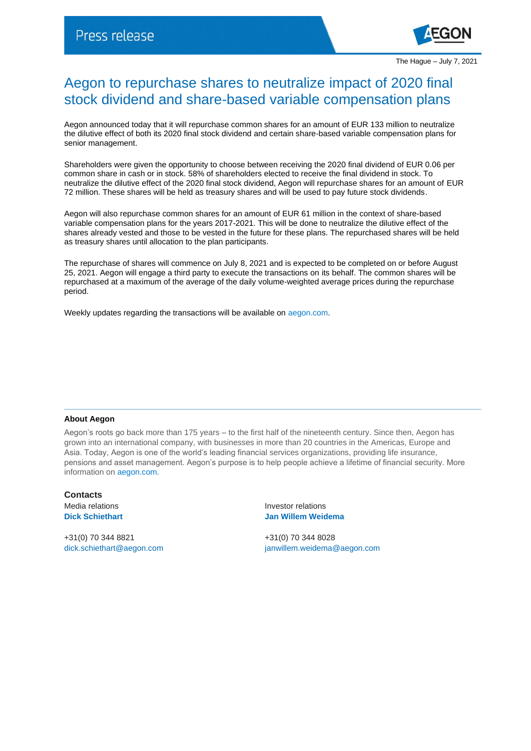Press release

The Hague – July 7, 2021

# Aegon to repurchase shares to neutralize impact of 2020 final stock dividend and share-based variable compensation plans

Aegon announced today that it will repurchase common shares for an amount of EUR 133 million to neutralize the dilutive effect of both its 2020 final stock dividend and certain share-based variable compensation plans for senior management.

Shareholders were given the opportunity to choose between receiving the 2020 final dividend of EUR 0.06 per common share in cash or in stock. 58% of shareholders elected to receive the final dividend in stock. To neutralize the dilutive effect of the 2020 final stock dividend, Aegon will repurchase shares for an amount of EUR 72 million. These shares will be held as treasury shares and will be used to pay future stock dividends.

Aegon will also repurchase common shares for an amount of EUR 61 million in the context of share-based variable compensation plans for the years 2017-2021. This will be done to neutralize the dilutive effect of the shares already vested and those to be vested in the future for these plans. The repurchased shares will be held as treasury shares until allocation to the plan participants.

The repurchase of shares will commence on July 8, 2021 and is expected to be completed on or before August 25, 2021. Aegon will engage a third party to execute the transactions on its behalf. The common shares will be repurchased at a maximum of the average of the daily volume-weighted average prices during the repurchase period.

Weekly updates regarding the transactions will be available on aegon.com.

**About Aegon**

Aegon's roots go back more than 175 years – to the first half of the nineteenth century. Since then, Aegon has grown into an international company, with businesses in more than 20 countries in the Americas, Europe and Asia. Today, Aegon is one of the world's leading financial services organizations, providing life insurance, pensions and asset management. Aegon's purpose is to help people achieve a lifetime of financial security. More information on aegon.com.

## Contacts

Media relations
**Dick Schiethart**

+31(0) 70 344 8821
dick.schiethart@aegon.com

Investor relations
**Jan Willem Weidema**

+31(0) 70 344 8028
janwillem.weidema@aegon.com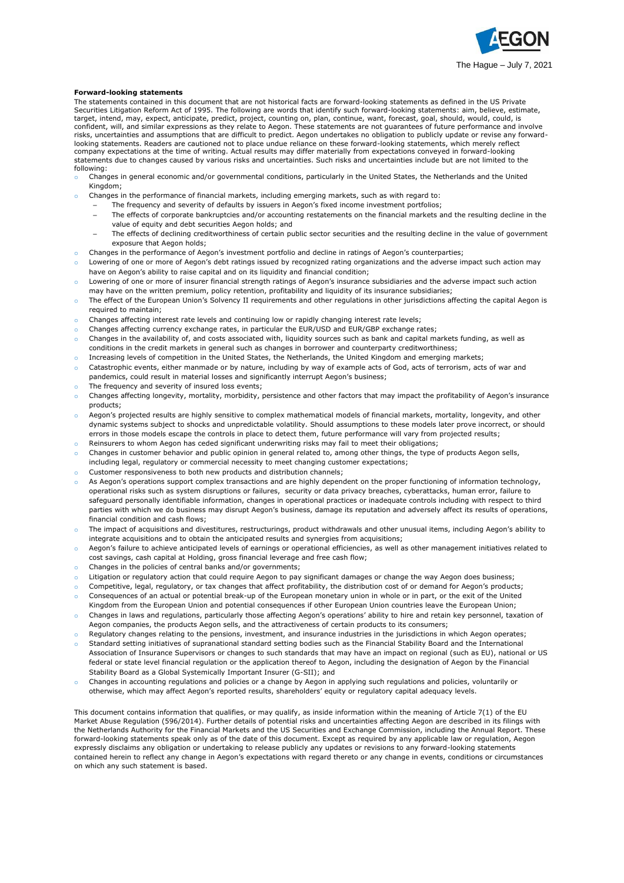**Forward-looking statements**

The statements contained in this document that are not historical facts are forward-looking statements as defined in the US Private Securities Litigation Reform Act of 1995. The following are words that identify such forward-looking statements: aim, believe, estimate, target, intend, may, expect, anticipate, predict, project, counting on, plan, continue, want, forecast, goal, should, would, could, is confident, will, and similar expressions as they relate to Aegon. These statements are not guarantees of future performance and involve risks, uncertainties and assumptions that are difficult to predict. Aegon undertakes no obligation to publicly update or revise any forward-looking statements. Readers are cautioned not to place undue reliance on these forward-looking statements, which merely reflect company expectations at the time of writing. Actual results may differ materially from expectations conveyed in forward-looking statements due to changes caused by various risks and uncertainties. Such risks and uncertainties include but are not limited to the following:

- Changes in general economic and/or governmental conditions, particularly in the United States, the Netherlands and the United Kingdom;
- Changes in the performance of financial markets, including emerging markets, such as with regard to:
  - The frequency and severity of defaults by issuers in Aegon's fixed income investment portfolios;
  - The effects of corporate bankruptcies and/or accounting restatements on the financial markets and the resulting decline in the value of equity and debt securities Aegon holds; and
  - The effects of declining creditworthiness of certain public sector securities and the resulting decline in the value of government exposure that Aegon holds;
- Changes in the performance of Aegon's investment portfolio and decline in ratings of Aegon's counterparties;
- Lowering of one or more of Aegon's debt ratings issued by recognized rating organizations and the adverse impact such action may have on Aegon's ability to raise capital and on its liquidity and financial condition;
- Lowering of one or more of insurer financial strength ratings of Aegon's insurance subsidiaries and the adverse impact such action may have on the written premium, policy retention, profitability and liquidity of its insurance subsidiaries;
- The effect of the European Union's Solvency II requirements and other regulations in other jurisdictions affecting the capital Aegon is required to maintain;
- Changes affecting interest rate levels and continuing low or rapidly changing interest rate levels;
- Changes affecting currency exchange rates, in particular the EUR/USD and EUR/GBP exchange rates;
- Changes in the availability of, and costs associated with, liquidity sources such as bank and capital markets funding, as well as conditions in the credit markets in general such as changes in borrower and counterparty creditworthiness;
- Increasing levels of competition in the United States, the Netherlands, the United Kingdom and emerging markets;
- Catastrophic events, either manmade or by nature, including by way of example acts of God, acts of terrorism, acts of war and pandemics, could result in material losses and significantly interrupt Aegon's business;
- The frequency and severity of insured loss events;
- Changes affecting longevity, mortality, morbidity, persistence and other factors that may impact the profitability of Aegon's insurance products;
- Aegon's projected results are highly sensitive to complex mathematical models of financial markets, mortality, longevity, and other dynamic systems subject to shocks and unpredictable volatility. Should assumptions to these models later prove incorrect, or should errors in those models escape the controls in place to detect them, future performance will vary from projected results;
- Reinsurers to whom Aegon has ceded significant underwriting risks may fail to meet their obligations;
- Changes in customer behavior and public opinion in general related to, among other things, the type of products Aegon sells, including legal, regulatory or commercial necessity to meet changing customer expectations;
- Customer responsiveness to both new products and distribution channels;
- As Aegon's operations support complex transactions and are highly dependent on the proper functioning of information technology, operational risks such as system disruptions or failures, security or data privacy breaches, cyberattacks, human error, failure to safeguard personally identifiable information, changes in operational practices or inadequate controls including with respect to third parties with which we do business may disrupt Aegon's business, damage its reputation and adversely affect its results of operations, financial condition and cash flows;
- The impact of acquisitions and divestitures, restructurings, product withdrawals and other unusual items, including Aegon's ability to integrate acquisitions and to obtain the anticipated results and synergies from acquisitions;
- Aegon's failure to achieve anticipated levels of earnings or operational efficiencies, as well as other management initiatives related to cost savings, cash capital at Holding, gross financial leverage and free cash flow;
- Changes in the policies of central banks and/or governments;
- Litigation or regulatory action that could require Aegon to pay significant damages or change the way Aegon does business;
- Competitive, legal, regulatory, or tax changes that affect profitability, the distribution cost of or demand for Aegon's products;
- Consequences of an actual or potential break-up of the European monetary union in whole or in part, or the exit of the United Kingdom from the European Union and potential consequences if other European Union countries leave the European Union;
- Changes in laws and regulations, particularly those affecting Aegon's operations' ability to hire and retain key personnel, taxation of Aegon companies, the products Aegon sells, and the attractiveness of certain products to its consumers;
- Regulatory changes relating to the pensions, investment, and insurance industries in the jurisdictions in which Aegon operates;
- Standard setting initiatives of supranational standard setting bodies such as the Financial Stability Board and the International Association of Insurance Supervisors or changes to such standards that may have an impact on regional (such as EU), national or US federal or state level financial regulation or the application thereof to Aegon, including the designation of Aegon by the Financial Stability Board as a Global Systemically Important Insurer (G-SII); and
- Changes in accounting regulations and policies or a change by Aegon in applying such regulations and policies, voluntarily or otherwise, which may affect Aegon's reported results, shareholders' equity or regulatory capital adequacy levels.

This document contains information that qualifies, or may qualify, as inside information within the meaning of Article 7(1) of the EU Market Abuse Regulation (596/2014). Further details of potential risks and uncertainties affecting Aegon are described in its filings with the Netherlands Authority for the Financial Markets and the US Securities and Exchange Commission, including the Annual Report. These forward-looking statements speak only as of the date of this document. Except as required by any applicable law or regulation, Aegon expressly disclaims any obligation or undertaking to release publicly any updates or revisions to any forward-looking statements contained herein to reflect any change in Aegon's expectations with regard thereto or any change in events, conditions or circumstances on which any such statement is based.